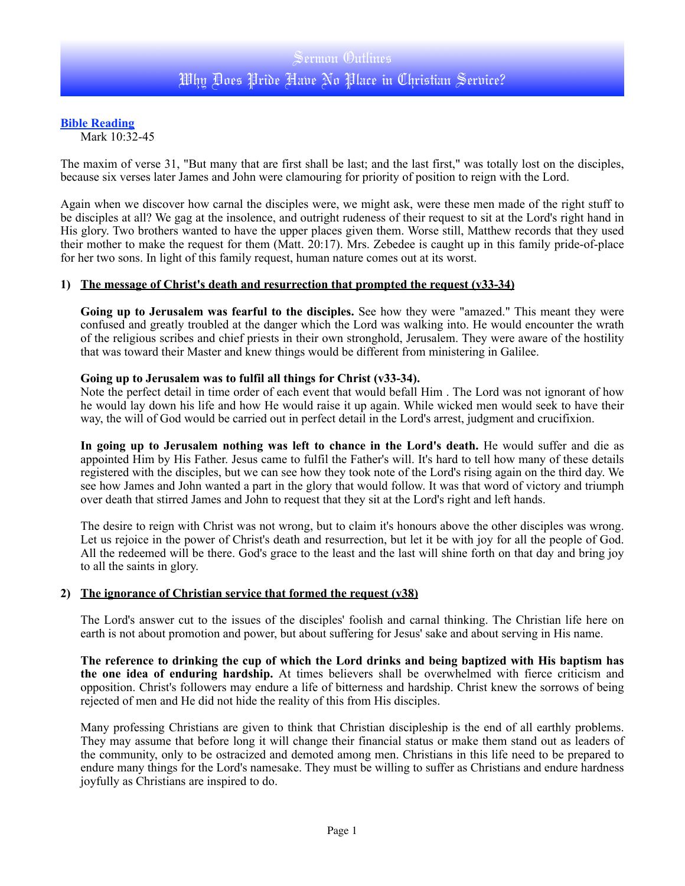Sermon Outlines

# Why Does Pride Have No Place in Christian Service?

**Bible Reading**

Mark 10:32-45

The maxim of verse 31, "But many that are first shall be last; and the last first," was totally lost on the disciples, because six verses later James and John were clamouring for priority of position to reign with the Lord.

Again when we discover how carnal the disciples were, we might ask, were these men made of the right stuff to be disciples at all? We gag at the insolence, and outright rudeness of their request to sit at the Lord's right hand in His glory. Two brothers wanted to have the upper places given them. Worse still, Matthew records that they used their mother to make the request for them (Matt. 20:17). Mrs. Zebedee is caught up in this family pride-of-place for her two sons. In light of this family request, human nature comes out at its worst.

## 1) The message of Christ's death and resurrection that prompted the request (v33-34)

**Going up to Jerusalem was fearful to the disciples.** See how they were "amazed." This meant they were confused and greatly troubled at the danger which the Lord was walking into. He would encounter the wrath of the religious scribes and chief priests in their own stronghold, Jerusalem. They were aware of the hostility that was toward their Master and knew things would be different from ministering in Galilee.

**Going up to Jerusalem was to fulfil all things for Christ (v33-34).**
Note the perfect detail in time order of each event that would befall Him . The Lord was not ignorant of how he would lay down his life and how He would raise it up again. While wicked men would seek to have their way, the will of God would be carried out in perfect detail in the Lord's arrest, judgment and crucifixion.

**In going up to Jerusalem nothing was left to chance in the Lord's death.** He would suffer and die as appointed Him by His Father. Jesus came to fulfil the Father's will. It's hard to tell how many of these details registered with the disciples, but we can see how they took note of the Lord's rising again on the third day. We see how James and John wanted a part in the glory that would follow. It was that word of victory and triumph over death that stirred James and John to request that they sit at the Lord's right and left hands.

The desire to reign with Christ was not wrong, but to claim it's honours above the other disciples was wrong. Let us rejoice in the power of Christ's death and resurrection, but let it be with joy for all the people of God. All the redeemed will be there. God's grace to the least and the last will shine forth on that day and bring joy to all the saints in glory.

## 2) The ignorance of Christian service that formed the request (v38)

The Lord's answer cut to the issues of the disciples' foolish and carnal thinking. The Christian life here on earth is not about promotion and power, but about suffering for Jesus' sake and about serving in His name.

**The reference to drinking the cup of which the Lord drinks and being baptized with His baptism has the one idea of enduring hardship.** At times believers shall be overwhelmed with fierce criticism and opposition. Christ's followers may endure a life of bitterness and hardship. Christ knew the sorrows of being rejected of men and He did not hide the reality of this from His disciples.

Many professing Christians are given to think that Christian discipleship is the end of all earthly problems. They may assume that before long it will change their financial status or make them stand out as leaders of the community, only to be ostracized and demoted among men. Christians in this life need to be prepared to endure many things for the Lord's namesake. They must be willing to suffer as Christians and endure hardness joyfully as Christians are inspired to do.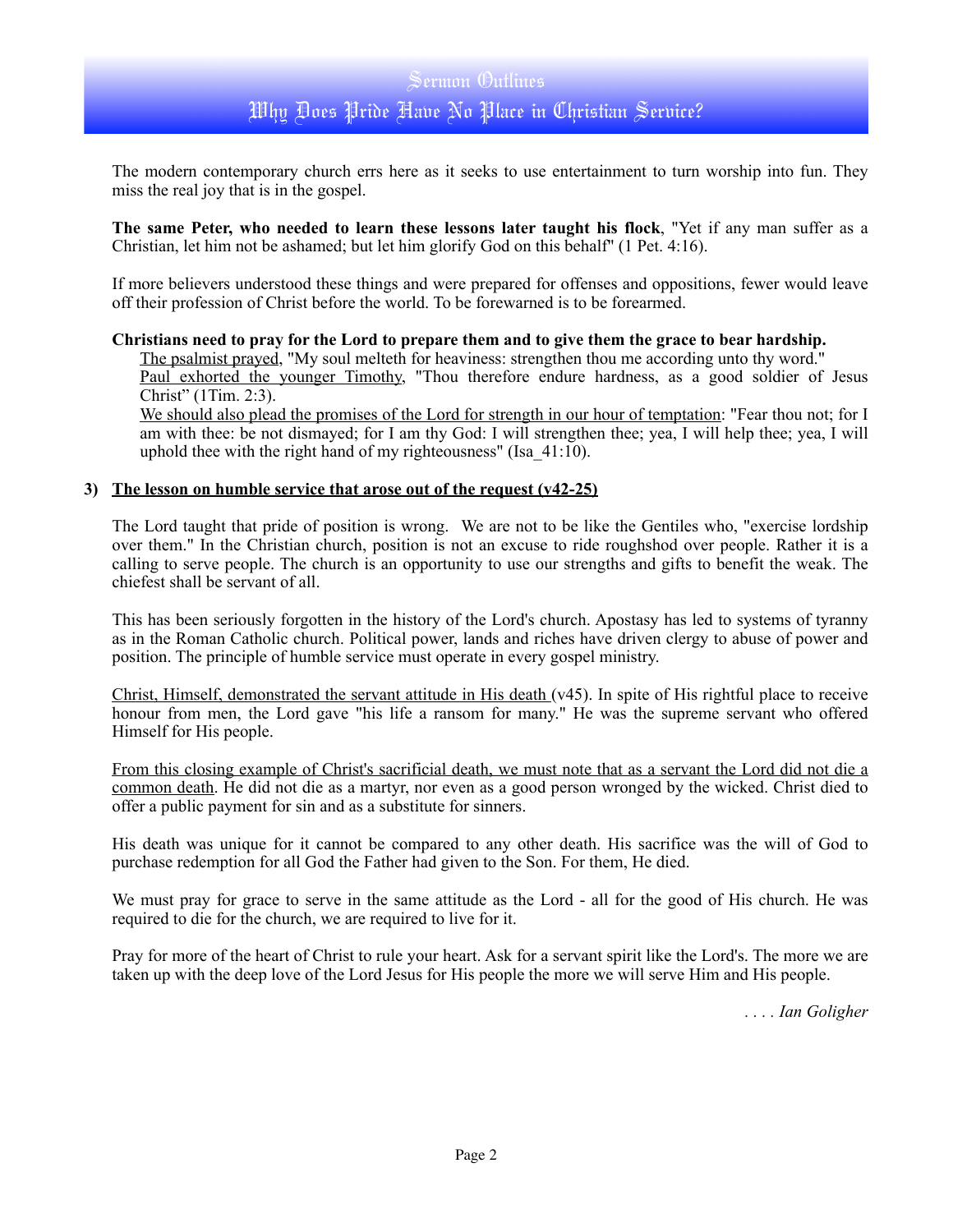The modern contemporary church errs here as it seeks to use entertainment to turn worship into fun. They miss the real joy that is in the gospel.

**The same Peter, who needed to learn these lessons later taught his flock**, "Yet if any man suffer as a Christian, let him not be ashamed; but let him glorify God on this behalf" (1 Pet. 4:16).

If more believers understood these things and were prepared for offenses and oppositions, fewer would leave off their profession of Christ before the world. To be forewarned is to be forearmed.

**Christians need to pray for the Lord to prepare them and to give them the grace to bear hardship.**

<u>The psalmist prayed</u>, "My soul melteth for heaviness: strengthen thou me according unto thy word."

<u>Paul exhorted the younger Timothy</u>, "Thou therefore endure hardness, as a good soldier of Jesus Christ" (1Tim. 2:3).

<u>We should also plead the promises of the Lord for strength in our hour of temptation</u>: "Fear thou not; for I am with thee: be not dismayed; for I am thy God: I will strengthen thee; yea, I will help thee; yea, I will uphold thee with the right hand of my righteousness" (Isa_41:10).

### 3) <u>The lesson on humble service that arose out of the request (v42-25)</u>

The Lord taught that pride of position is wrong. We are not to be like the Gentiles who, "exercise lordship over them." In the Christian church, position is not an excuse to ride roughshod over people. Rather it is a calling to serve people. The church is an opportunity to use our strengths and gifts to benefit the weak. The chiefest shall be servant of all.

This has been seriously forgotten in the history of the Lord's church. Apostasy has led to systems of tyranny as in the Roman Catholic church. Political power, lands and riches have driven clergy to abuse of power and position. The principle of humble service must operate in every gospel ministry.

<u>Christ, Himself, demonstrated the servant attitude in His death</u> (v45). In spite of His rightful place to receive honour from men, the Lord gave "his life a ransom for many." He was the supreme servant who offered Himself for His people.

<u>From this closing example of Christ's sacrificial death, we must note that as a servant the Lord did not die a common death</u>. He did not die as a martyr, nor even as a good person wronged by the wicked. Christ died to offer a public payment for sin and as a substitute for sinners.

His death was unique for it cannot be compared to any other death. His sacrifice was the will of God to purchase redemption for all God the Father had given to the Son. For them, He died.

We must pray for grace to serve in the same attitude as the Lord - all for the good of His church. He was required to die for the church, we are required to live for it.

Pray for more of the heart of Christ to rule your heart. Ask for a servant spirit like the Lord's. The more we are taken up with the deep love of the Lord Jesus for His people the more we will serve Him and His people.

*. . . . Ian Goligher*